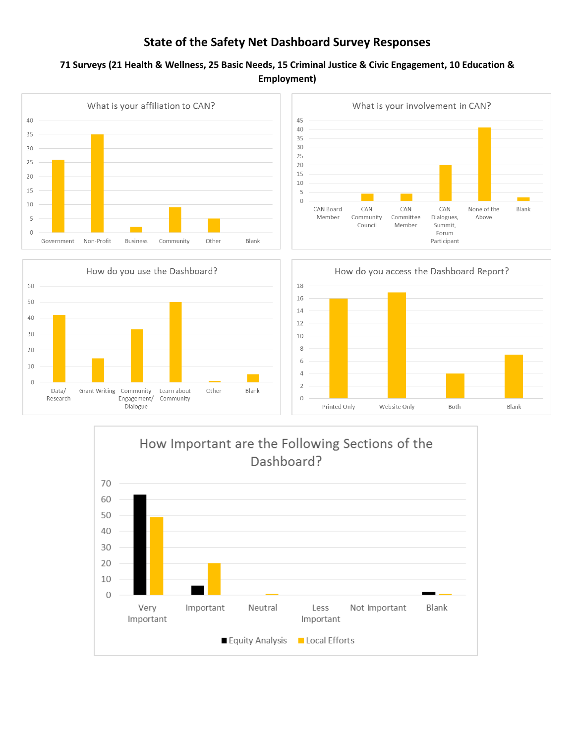# State of the Safety Net Dashboard Survey Responses

**71 Surveys (21 Health & Wellness, 25 Basic Needs, 15 Criminal Justice & Civic Engagement, 10 Education & Employment)**

### What is your affiliation to CAN?

| Government | Non-Profit | Business | Community | Other | Blank |
|---|---|---|---|---|---|
| 26 | 35 | 2 | 9 | 5 | 0 |

### What is your involvement in CAN?

| CAN Board Member | CAN Community Council | CAN Committee Member | CAN Dialogues, Summit, Forum Participant | None of the Above | Blank |
|---|---|---|---|---|---|
| 0 | 4 | 4 | 20 | 41 | 2 |

### How do you use the Dashboard?

| Data/ Research | Grant Writing | Community Engagement/ Dialogue | Learn about Community | Other | Blank |
|---|---|---|---|---|---|
| 42 | 15 | 33 | 50 | 1 | 5 |

### How do you access the Dashboard Report?

| Printed Only | Website Only | Both | Blank |
|---|---|---|---|
| 16 | 17 | 4 | 7 |

### How Important are the Following Sections of the Dashboard?

| | Very Important | Important | Neutral | Less Important | Not Important | Blank |
|---|---|---|---|---|---|---|
| Equity Analysis | 63 | 6 | 0 | 0 | 0 | 2 |
| Local Efforts | 49 | 20 | 1 | 0 | 0 | 1 |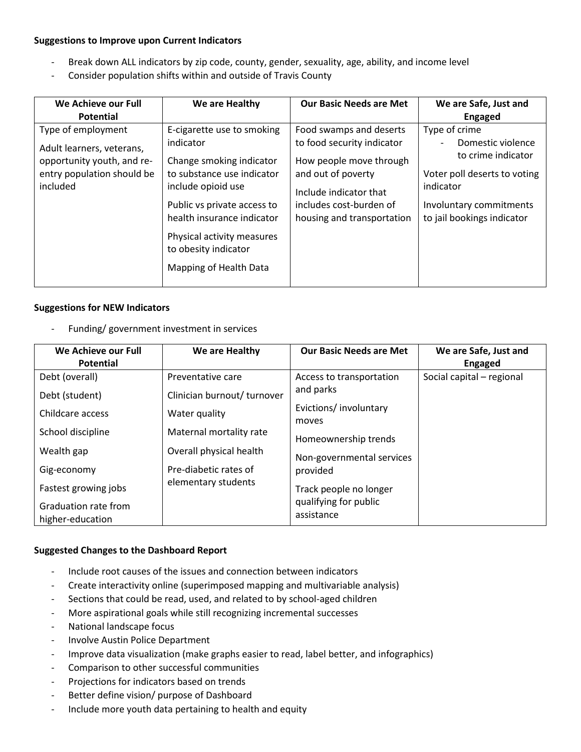**Suggestions to Improve upon Current Indicators**

- Break down ALL indicators by zip code, county, gender, sexuality, age, ability, and income level
- Consider population shifts within and outside of Travis County

| We Achieve our Full Potential | We are Healthy | Our Basic Needs are Met | We are Safe, Just and Engaged |
|---|---|---|---|
| Type of employment<br>Adult learners, veterans, opportunity youth, and re-entry population should be included | E-cigarette use to smoking indicator<br>Change smoking indicator to substance use indicator include opioid use<br>Public vs private access to health insurance indicator<br>Physical activity measures to obesity indicator<br>Mapping of Health Data | Food swamps and deserts to food security indicator<br>How people move through and out of poverty<br>Include indicator that includes cost-burden of housing and transportation | Type of crime<br>- Domestic violence to crime indicator<br>Voter poll deserts to voting indicator<br>Involuntary commitments to jail bookings indicator |

**Suggestions for NEW Indicators**

- Funding/ government investment in services

| We Achieve our Full Potential | We are Healthy | Our Basic Needs are Met | We are Safe, Just and Engaged |
|---|---|---|---|
| Debt (overall)<br>Debt (student)<br>Childcare access<br>School discipline<br>Wealth gap<br>Gig-economy<br>Fastest growing jobs<br>Graduation rate from higher-education | Preventative care<br>Clinician burnout/ turnover<br>Water quality<br>Maternal mortality rate<br>Overall physical health<br>Pre-diabetic rates of elementary students | Access to transportation and parks<br>Evictions/ involuntary moves<br>Homeownership trends<br>Non-governmental services provided<br>Track people no longer qualifying for public assistance | Social capital – regional |

**Suggested Changes to the Dashboard Report**

- Include root causes of the issues and connection between indicators
- Create interactivity online (superimposed mapping and multivariable analysis)
- Sections that could be read, used, and related to by school-aged children
- More aspirational goals while still recognizing incremental successes
- National landscape focus
- Involve Austin Police Department
- Improve data visualization (make graphs easier to read, label better, and infographics)
- Comparison to other successful communities
- Projections for indicators based on trends
- Better define vision/ purpose of Dashboard
- Include more youth data pertaining to health and equity